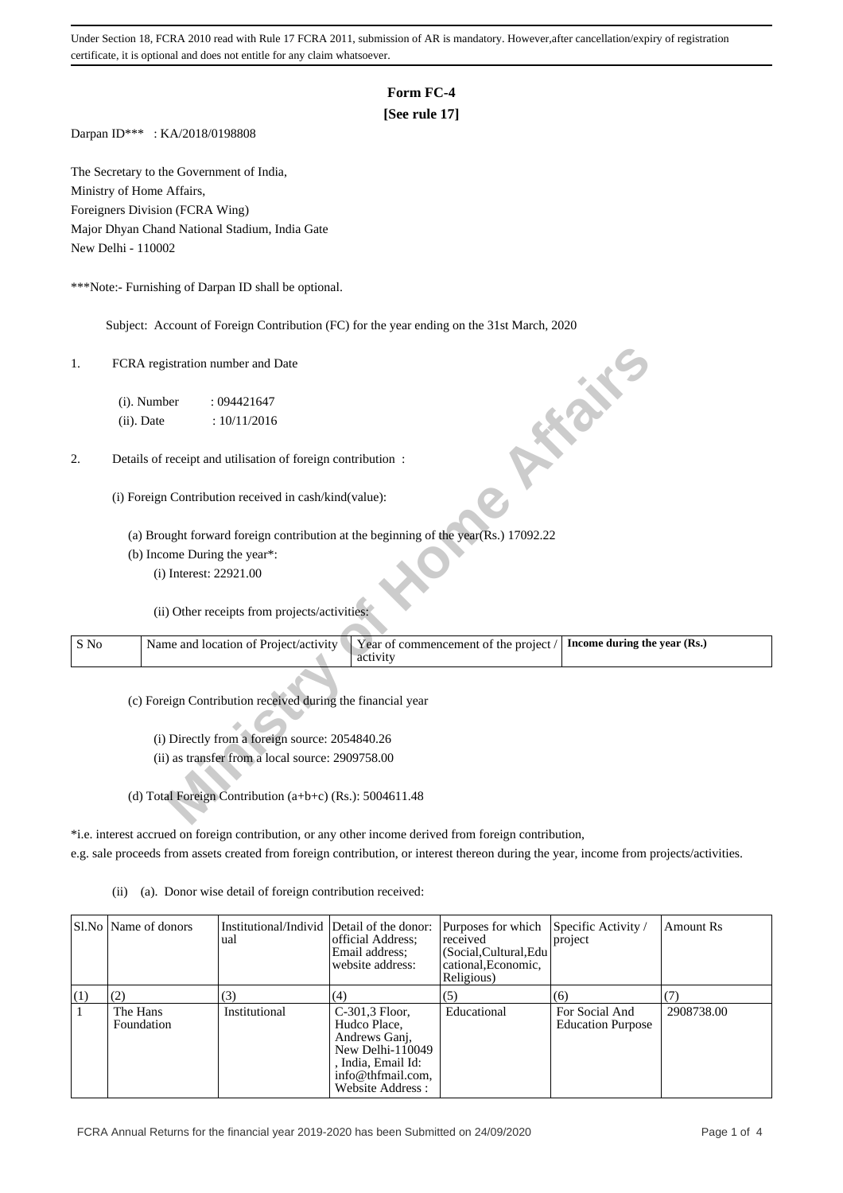Under Section 18, FCRA 2010 read with Rule 17 FCRA 2011, submission of AR is mandatory. However,after cancellation/expiry of registration certificate, it is optional and does not entitle for any claim whatsoever.

# Form FC-4

**[See rule 17]**

Darpan ID*** : KA/2018/0198808

The Secretary to the Government of India,
Ministry of Home Affairs,
Foreigners Division (FCRA Wing)
Major Dhyan Chand National Stadium, India Gate
New Delhi - 110002

***Note:- Furnishing of Darpan ID shall be optional.

Subject: Account of Foreign Contribution (FC) for the year ending on the 31st March, 2020

1. FCRA registration number and Date

   (i). Number : 094421647
   (ii). Date : 10/11/2016

2. Details of receipt and utilisation of foreign contribution :

   (i) Foreign Contribution received in cash/kind(value):

   (a) Brought forward foreign contribution at the beginning of the year(Rs.) 17092.22

   (b) Income During the year*:

   (i) Interest: 22921.00

   (ii) Other receipts from projects/activities:

| S No | Name and location of Project/activity | Year of commencement of the project / activity | **Income during the year (Rs.)** |
|---|---|---|---|

   (c) Foreign Contribution received during the financial year

   (i) Directly from a foreign source: 2054840.26

   (ii) as transfer from a local source: 2909758.00

   (d) Total Foreign Contribution (a+b+c) (Rs.): 5004611.48

*i.e. interest accrued on foreign contribution, or any other income derived from foreign contribution, e.g. sale proceeds from assets created from foreign contribution, or interest thereon during the year, income from projects/activities.

(ii) (a). Donor wise detail of foreign contribution received:

| Sl.No | Name of donors | Institutional/Individual | Detail of the donor: official Address; Email address; website address: | Purposes for which received (Social,Cultural,Educational,Economic, Religious) | Specific Activity / project | Amount Rs |
|---|---|---|---|---|---|---|
| (1) | (2) | (3) | (4) | (5) | (6) | (7) |
| 1 | The Hans Foundation | Institutional | C-301,3 Floor, Hudco Place, Andrews Ganj, New Delhi-110049 , India, Email Id: info@thfmail.com, Website Address : | Educational | For Social And Education Purpose | 2908738.00 |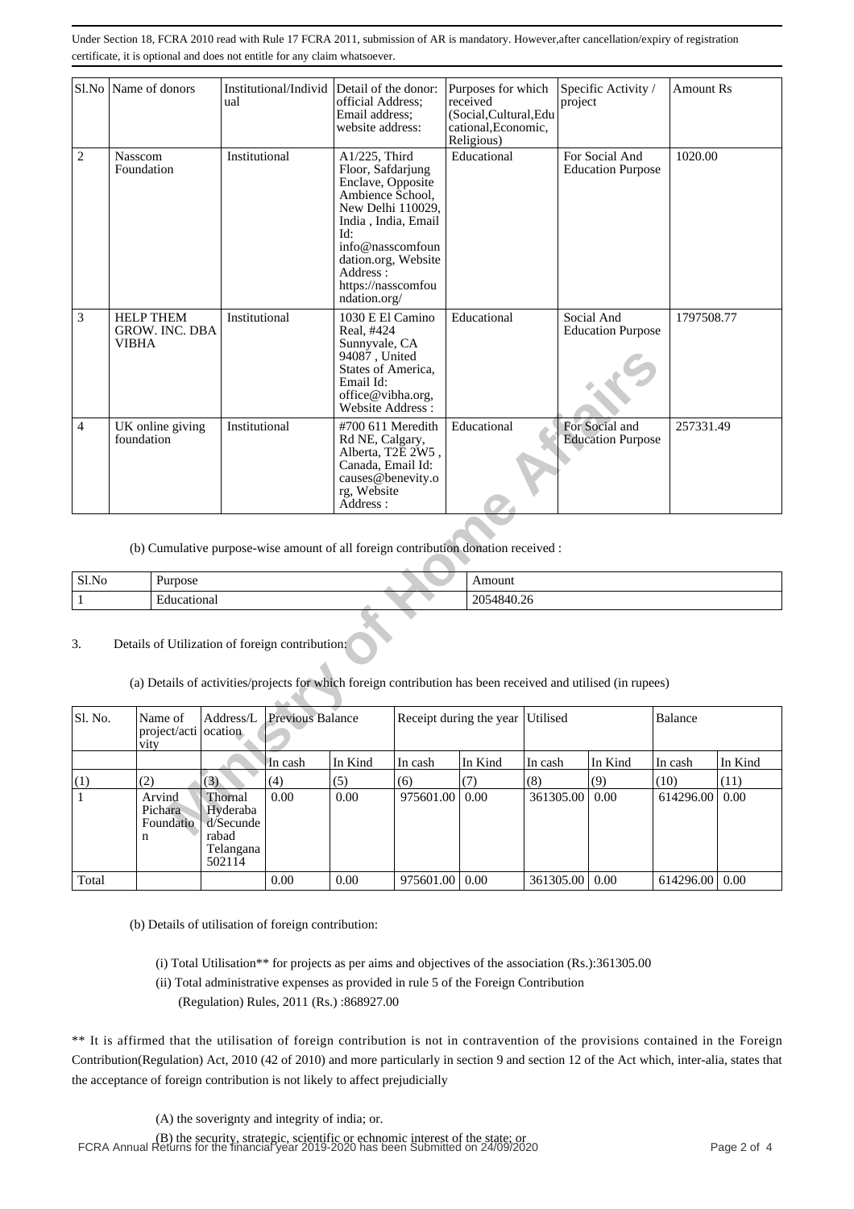Under Section 18, FCRA 2010 read with Rule 17 FCRA 2011, submission of AR is mandatory. However,after cancellation/expiry of registration certificate, it is optional and does not entitle for any claim whatsoever.

| Sl.No | Name of donors | Institutional/Individual | Detail of the donor: official Address; Email address; website address: | Purposes for which received (Social,Cultural,Educational,Economic, Religious) | Specific Activity / project | Amount Rs |
|---|---|---|---|---|---|---|
| 2 | Nasscom Foundation | Institutional | A1/225, Third Floor, Safdarjung Enclave, Opposite Ambience School, New Delhi 110029, India , India, Email Id: info@nasscomfoundation.org, Website Address : https://nasscomfoundation.org/ | Educational | For Social And Education Purpose | 1020.00 |
| 3 | HELP THEM GROW. INC. DBA VIBHA | Institutional | 1030 E El Camino Real, #424 Sunnyvale, CA 94087 , United States of America, Email Id: office@vibha.org, Website Address : | Educational | Social And Education Purpose | 1797508.77 |
| 4 | UK online giving foundation | Institutional | #700 611 Meredith Rd NE, Calgary, Alberta, T2E 2W5 , Canada, Email Id: causes@benevity.org, Website Address : | Educational | For Social and Education Purpose | 257331.49 |

(b) Cumulative purpose-wise amount of all foreign contribution donation received :

| Sl.No | Purpose | Amount |
|---|---|---|
| 1 | Educational | 2054840.26 |

3. Details of Utilization of foreign contribution:

(a) Details of activities/projects for which foreign contribution has been received and utilised (in rupees)

| Sl. No. | Name of project/activity | Address/Location | Previous Balance | | Receipt during the year | | Utilised | | Balance | |
|---|---|---|---|---|---|---|---|---|---|---|
| | | | In cash | In Kind | In cash | In Kind | In cash | In Kind | In cash | In Kind |
| (1) | (2) | (3) | (4) | (5) | (6) | (7) | (8) | (9) | (10) | (11) |
| 1 | Arvind Pichara Foundation | Thornal Hyderabad/Secunderabad Telangana 502114 | 0.00 | 0.00 | 975601.00 | 0.00 | 361305.00 | 0.00 | 614296.00 | 0.00 |
| Total | | | 0.00 | 0.00 | 975601.00 | 0.00 | 361305.00 | 0.00 | 614296.00 | 0.00 |

(b) Details of utilisation of foreign contribution:

(i) Total Utilisation** for projects as per aims and objectives of the association (Rs.):361305.00

(ii) Total administrative expenses as provided in rule 5 of the Foreign Contribution (Regulation) Rules, 2011 (Rs.) :868927.00

** It is affirmed that the utilisation of foreign contribution is not in contravention of the provisions contained in the Foreign Contribution(Regulation) Act, 2010 (42 of 2010) and more particularly in section 9 and section 12 of the Act which, inter-alia, states that the acceptance of foreign contribution is not likely to affect prejudicially

(A) the soverignty and integrity of india; or.

(B) the security, strategic, scientific or echnomic interest of the state; or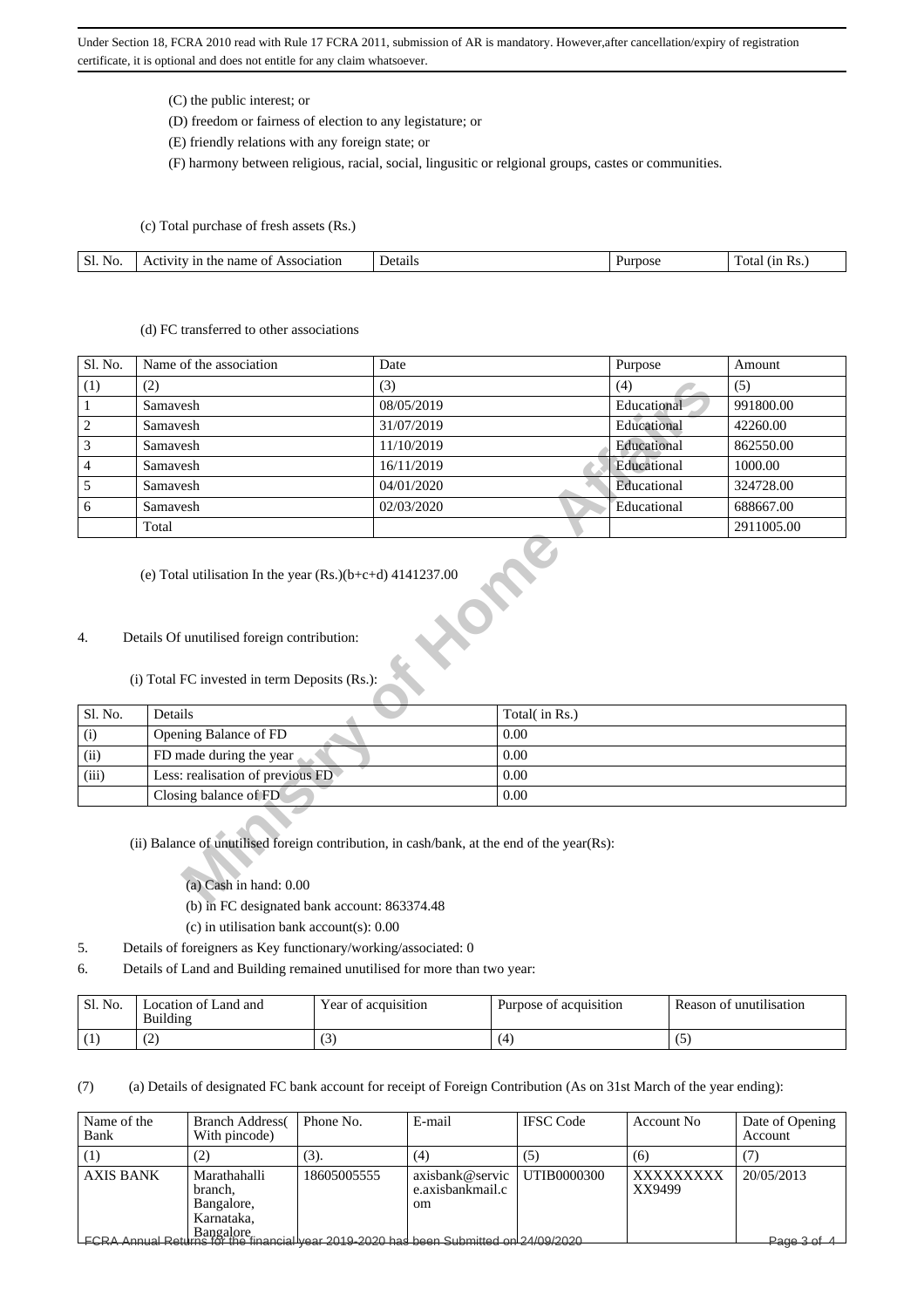(C) the public interest; or

(D) freedom or fairness of election to any legislature; or

(E) friendly relations with any foreign state; or

(F) harmony between religious, racial, social, lingusitic or relgional groups, castes or communities.

(c) Total purchase of fresh assets (Rs.)

| Sl. No. | Activity in the name of Association | Details | Purpose | Total (in Rs.) |
|---|---|---|---|---|

(d) FC transferred to other associations

| Sl. No. | Name of the association | Date | Purpose | Amount |
|---|---|---|---|---|
| (1) | (2) | (3) | (4) | (5) |
| 1 | Samavesh | 08/05/2019 | Educational | 991800.00 |
| 2 | Samavesh | 31/07/2019 | Educational | 42260.00 |
| 3 | Samavesh | 11/10/2019 | Educational | 862550.00 |
| 4 | Samavesh | 16/11/2019 | Educational | 1000.00 |
| 5 | Samavesh | 04/01/2020 | Educational | 324728.00 |
| 6 | Samavesh | 02/03/2020 | Educational | 688667.00 |
| | Total | | | 2911005.00 |

(e) Total utilisation In the year (Rs.)(b+c+d) 4141237.00

4. Details Of unutilised foreign contribution:

(i) Total FC invested in term Deposits (Rs.):

| Sl. No. | Details | Total( in Rs.) |
|---|---|---|
| (i) | Opening Balance of FD | 0.00 |
| (ii) | FD made during the year | 0.00 |
| (iii) | Less: realisation of previous FD | 0.00 |
| | Closing balance of FD | 0.00 |

(ii) Balance of unutilised foreign contribution, in cash/bank, at the end of the year(Rs):

(a) Cash in hand: 0.00

(b) in FC designated bank account: 863374.48

(c) in utilisation bank account(s): 0.00

5. Details of foreigners as Key functionary/working/associated: 0

6. Details of Land and Building remained unutilised for more than two year:

| Sl. No. | Location of Land and Building | Year of acquisition | Purpose of acquisition | Reason of unutilisation |
|---|---|---|---|---|
| (1) | (2) | (3) | (4) | (5) |

(7) (a) Details of designated FC bank account for receipt of Foreign Contribution (As on 31st March of the year ending):

| Name of the Bank | Branch Address( With pincode) | Phone No. | E-mail | IFSC Code | Account No | Date of Opening Account |
|---|---|---|---|---|---|---|
| (1) | (2) | (3). | (4) | (5) | (6) | (7) |
| AXIS BANK | Marathahalli branch, Bangalore, Karnataka, Bangalore | 18605005555 | axisbank@service.axisbankmail.com | UTIB0000300 | XXXXXXXXXXX9499 | 20/05/2013 |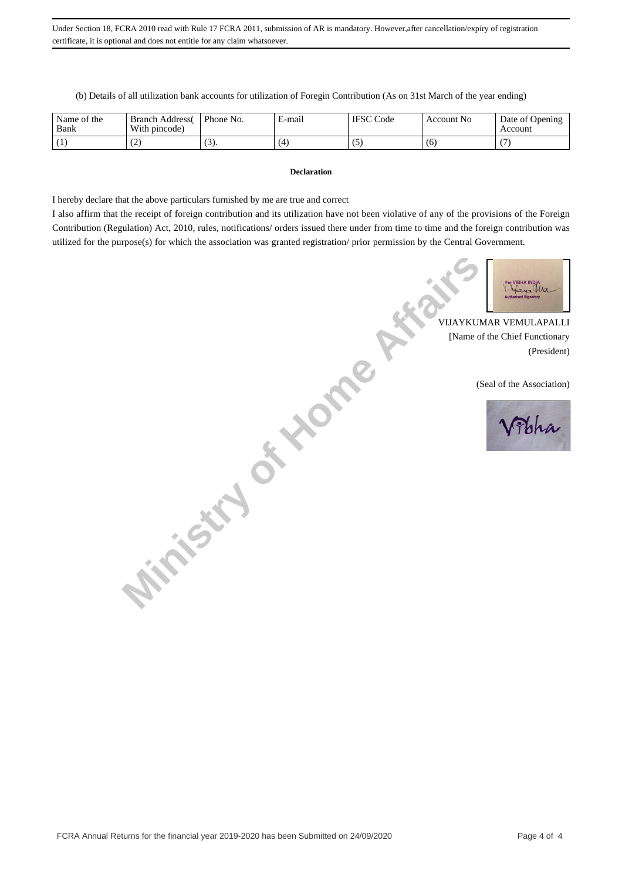Under Section 18, FCRA 2010 read with Rule 17 FCRA 2011, submission of AR is mandatory. However,after cancellation/expiry of registration certificate, it is optional and does not entitle for any claim whatsoever.

(b) Details of all utilization bank accounts for utilization of Foregin Contribution (As on 31st March of the year ending)

| Name of the Bank | Branch Address( With pincode) | Phone No. | E-mail | IFSC Code | Account No | Date of Opening Account |
|---|---|---|---|---|---|---|
| (1) | (2) | (3). | (4) | (5) | (6) | (7) |

**Declaration**

I hereby declare that the above particulars furnished by me are true and correct

I also affirm that the receipt of foreign contribution and its utilization have not been violative of any of the provisions of the Foreign Contribution (Regulation) Act, 2010, rules, notifications/ orders issued there under from time to time and the foreign contribution was utilized for the purpose(s) for which the association was granted registration/ prior permission by the Central Government.

VIJAYKUMAR VEMULAPALLI
[Name of the Chief Functionary
(President)

(Seal of the Association)

FCRA Annual Returns for the financial year 2019-2020 has been Submitted on 24/09/2020